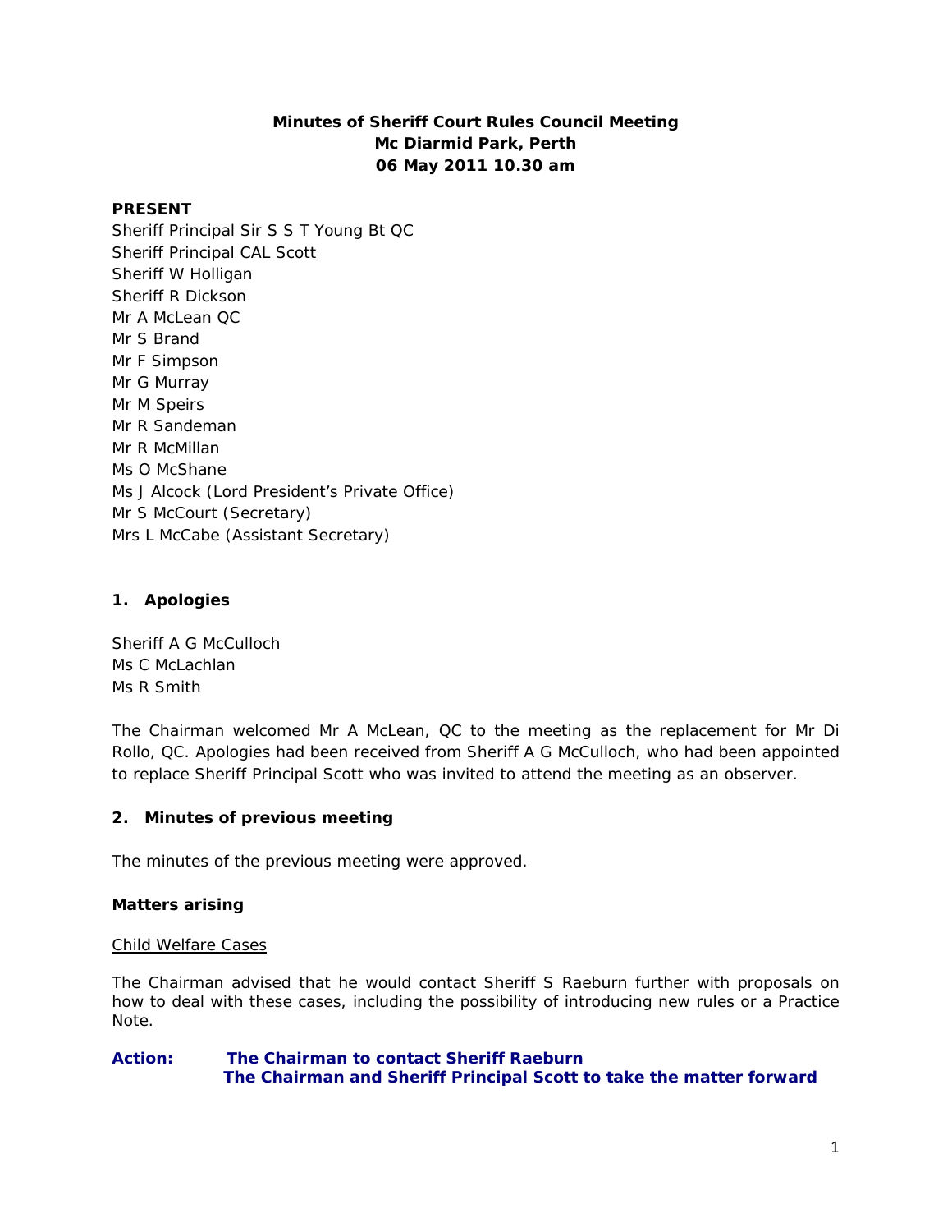# Minutes of Sheriff Court Rules Council Meeting
# Mc Diarmid Park, Perth
# 06 May 2011 10.30 am

**PRESENT**

Sheriff Principal Sir S S T Young Bt QC
Sheriff Principal CAL Scott
Sheriff W Holligan
Sheriff R Dickson
Mr A McLean QC
Mr S Brand
Mr F Simpson
Mr G Murray
Mr M Speirs
Mr R Sandeman
Mr R McMillan
Ms O McShane
Ms J Alcock (Lord President's Private Office)
Mr S McCourt (Secretary)
Mrs L McCabe (Assistant Secretary)

## 1. Apologies

Sheriff A G McCulloch
Ms C McLachlan
Ms R Smith

The Chairman welcomed Mr A McLean, QC to the meeting as the replacement for Mr Di Rollo, QC. Apologies had been received from Sheriff A G McCulloch, who had been appointed to replace Sheriff Principal Scott who was invited to attend the meeting as an observer.

## 2. Minutes of previous meeting

The minutes of the previous meeting were approved.

### Matters arising

Child Welfare Cases

The Chairman advised that he would contact Sheriff S Raeburn further with proposals on how to deal with these cases, including the possibility of introducing new rules or a Practice Note.

**Action: The Chairman to contact Sheriff Raeburn**
**The Chairman and Sheriff Principal Scott to take the matter forward**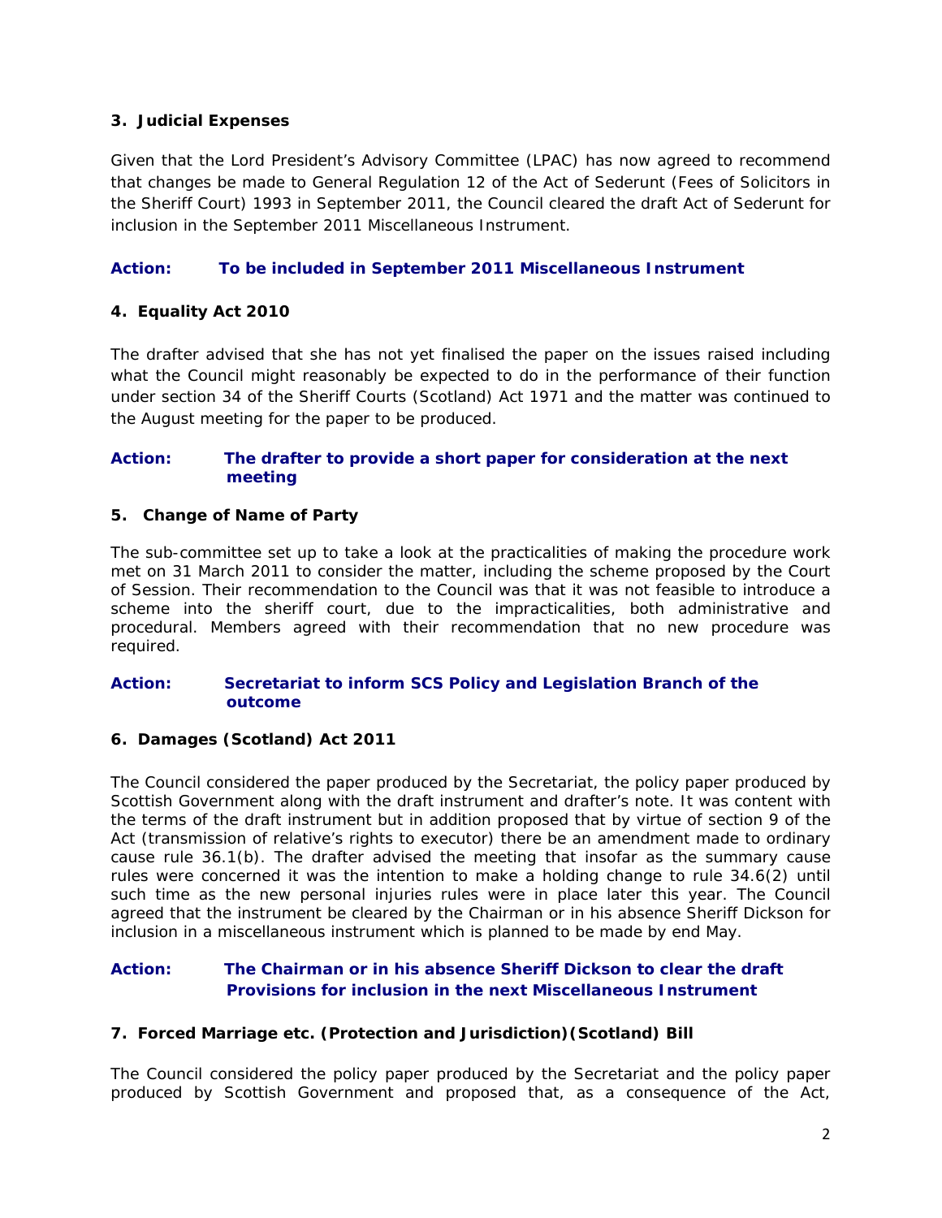### 3. Judicial Expenses

Given that the Lord President's Advisory Committee (LPAC) has now agreed to recommend that changes be made to General Regulation 12 of the Act of Sederunt (Fees of Solicitors in the Sheriff Court) 1993 in September 2011, the Council cleared the draft Act of Sederunt for inclusion in the September 2011 Miscellaneous Instrument.

**Action: To be included in September 2011 Miscellaneous Instrument**

### 4. Equality Act 2010

The drafter advised that she has not yet finalised the paper on the issues raised including what the Council might reasonably be expected to do in the performance of their function under section 34 of the Sheriff Courts (Scotland) Act 1971 and the matter was continued to the August meeting for the paper to be produced.

**Action: The drafter to provide a short paper for consideration at the next meeting**

### 5. Change of Name of Party

The sub-committee set up to take a look at the practicalities of making the procedure work met on 31 March 2011 to consider the matter, including the scheme proposed by the Court of Session. Their recommendation to the Council was that it was not feasible to introduce a scheme into the sheriff court, due to the impracticalities, both administrative and procedural. Members agreed with their recommendation that no new procedure was required.

**Action: Secretariat to inform SCS Policy and Legislation Branch of the outcome**

### 6. Damages (Scotland) Act 2011

The Council considered the paper produced by the Secretariat, the policy paper produced by Scottish Government along with the draft instrument and drafter's note. It was content with the terms of the draft instrument but in addition proposed that by virtue of section 9 of the Act (transmission of relative's rights to executor) there be an amendment made to ordinary cause rule 36.1(b). The drafter advised the meeting that insofar as the summary cause rules were concerned it was the intention to make a holding change to rule 34.6(2) until such time as the new personal injuries rules were in place later this year. The Council agreed that the instrument be cleared by the Chairman or in his absence Sheriff Dickson for inclusion in a miscellaneous instrument which is planned to be made by end May.

**Action: The Chairman or in his absence Sheriff Dickson to clear the draft Provisions for inclusion in the next Miscellaneous Instrument**

### 7. Forced Marriage etc. (Protection and Jurisdiction)(Scotland) Bill

The Council considered the policy paper produced by the Secretariat and the policy paper produced by Scottish Government and proposed that, as a consequence of the Act,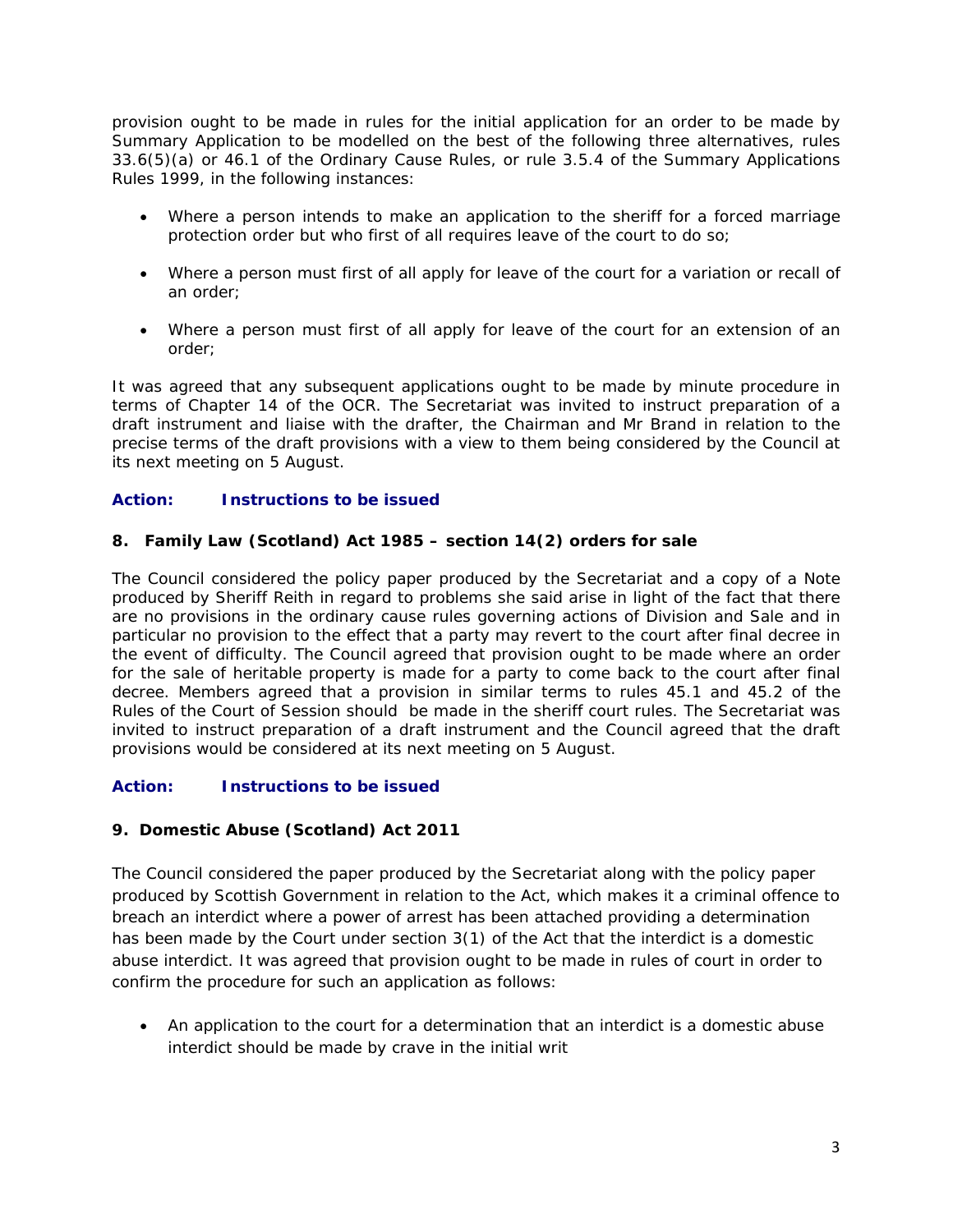provision ought to be made in rules for the initial application for an order to be made by Summary Application to be modelled on the best of the following three alternatives, rules 33.6(5)(a) or 46.1 of the Ordinary Cause Rules, or rule 3.5.4 of the Summary Applications Rules 1999, in the following instances:

- Where a person intends to make an application to the sheriff for a forced marriage protection order but who first of all requires leave of the court to do so;
- Where a person must first of all apply for leave of the court for a variation or recall of an order;
- Where a person must first of all apply for leave of the court for an extension of an order;

It was agreed that any subsequent applications ought to be made by minute procedure in terms of Chapter 14 of the OCR. The Secretariat was invited to instruct preparation of a draft instrument and liaise with the drafter, the Chairman and Mr Brand in relation to the precise terms of the draft provisions with a view to them being considered by the Council at its next meeting on 5 August.

**Action: Instructions to be issued**

**8. Family Law (Scotland) Act 1985 – section 14(2) orders for sale**

The Council considered the policy paper produced by the Secretariat and a copy of a Note produced by Sheriff Reith in regard to problems she said arise in light of the fact that there are no provisions in the ordinary cause rules governing actions of Division and Sale and in particular no provision to the effect that a party may revert to the court after final decree in the event of difficulty. The Council agreed that provision ought to be made where an order for the sale of heritable property is made for a party to come back to the court after final decree. Members agreed that a provision in similar terms to rules 45.1 and 45.2 of the Rules of the Court of Session should be made in the sheriff court rules. The Secretariat was invited to instruct preparation of a draft instrument and the Council agreed that the draft provisions would be considered at its next meeting on 5 August.

**Action: Instructions to be issued**

**9. Domestic Abuse (Scotland) Act 2011**

The Council considered the paper produced by the Secretariat along with the policy paper produced by Scottish Government in relation to the Act, which makes it a criminal offence to breach an interdict where a power of arrest has been attached providing a determination has been made by the Court under section 3(1) of the Act that the interdict is a domestic abuse interdict. It was agreed that provision ought to be made in rules of court in order to confirm the procedure for such an application as follows:

- An application to the court for a determination that an interdict is a domestic abuse interdict should be made by crave in the initial writ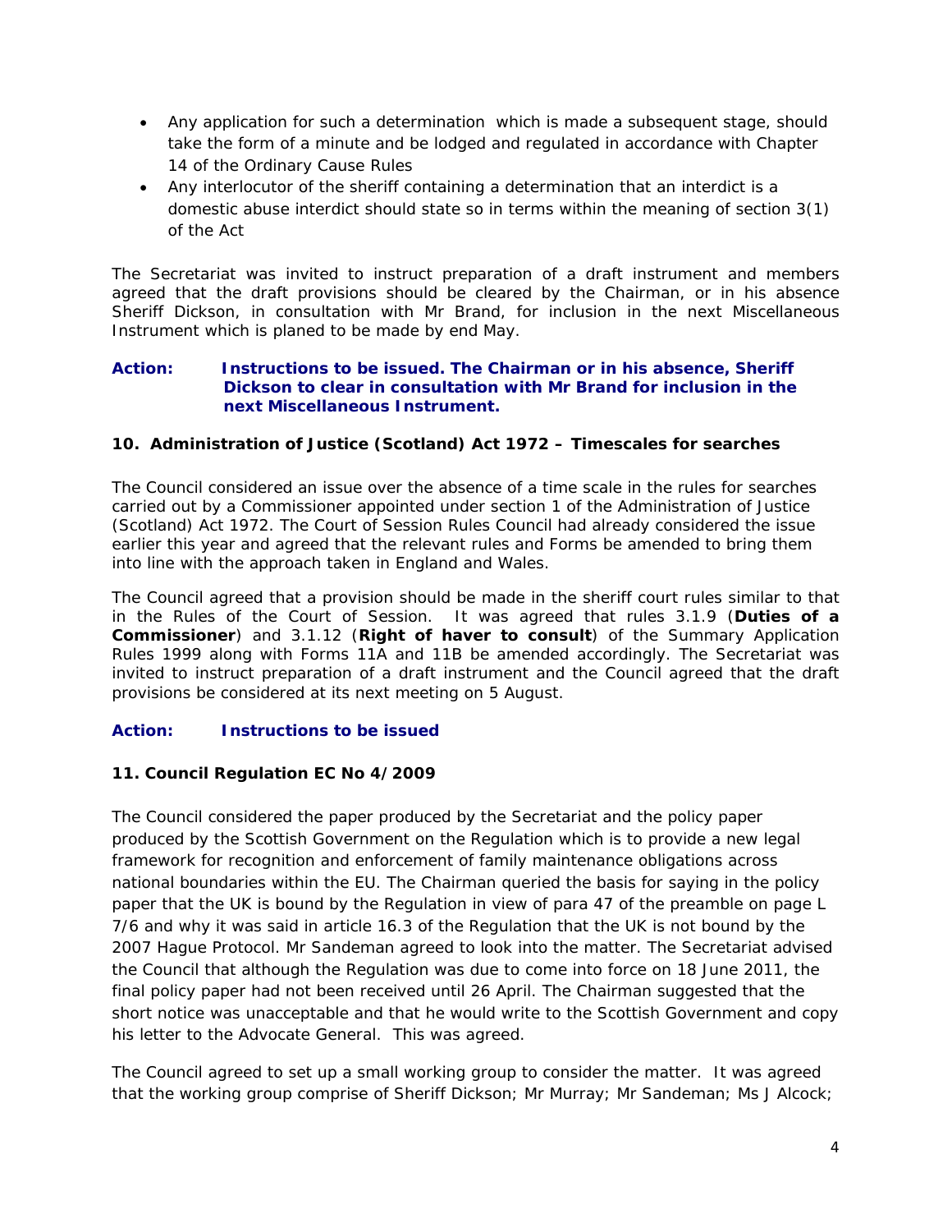- Any application for such a determination which is made a subsequent stage, should take the form of a minute and be lodged and regulated in accordance with Chapter 14 of the Ordinary Cause Rules
- Any interlocutor of the sheriff containing a determination that an interdict is a domestic abuse interdict should state so in terms within the meaning of section 3(1) of the Act

The Secretariat was invited to instruct preparation of a draft instrument and members agreed that the draft provisions should be cleared by the Chairman, or in his absence Sheriff Dickson, in consultation with Mr Brand, for inclusion in the next Miscellaneous Instrument which is planed to be made by end May.

**Action: Instructions to be issued. The Chairman or in his absence, Sheriff Dickson to clear in consultation with Mr Brand for inclusion in the next Miscellaneous Instrument.**

**10. Administration of Justice (Scotland) Act 1972 – Timescales for searches**

The Council considered an issue over the absence of a time scale in the rules for searches carried out by a Commissioner appointed under section 1 of the Administration of Justice (Scotland) Act 1972. The Court of Session Rules Council had already considered the issue earlier this year and agreed that the relevant rules and Forms be amended to bring them into line with the approach taken in England and Wales.

The Council agreed that a provision should be made in the sheriff court rules similar to that in the Rules of the Court of Session. It was agreed that rules 3.1.9 (**Duties of a Commissioner**) and 3.1.12 (**Right of haver to consult**) of the Summary Application Rules 1999 along with Forms 11A and 11B be amended accordingly. The Secretariat was invited to instruct preparation of a draft instrument and the Council agreed that the draft provisions be considered at its next meeting on 5 August.

**Action: Instructions to be issued**

**11. Council Regulation EC No 4/2009**

The Council considered the paper produced by the Secretariat and the policy paper produced by the Scottish Government on the Regulation which is to provide a new legal framework for recognition and enforcement of family maintenance obligations across national boundaries within the EU. The Chairman queried the basis for saying in the policy paper that the UK is bound by the Regulation in view of para 47 of the preamble on page L 7/6 and why it was said in article 16.3 of the Regulation that the UK is not bound by the 2007 Hague Protocol. Mr Sandeman agreed to look into the matter. The Secretariat advised the Council that although the Regulation was due to come into force on 18 June 2011, the final policy paper had not been received until 26 April. The Chairman suggested that the short notice was unacceptable and that he would write to the Scottish Government and copy his letter to the Advocate General. This was agreed.

The Council agreed to set up a small working group to consider the matter. It was agreed that the working group comprise of Sheriff Dickson; Mr Murray; Mr Sandeman; Ms J Alcock;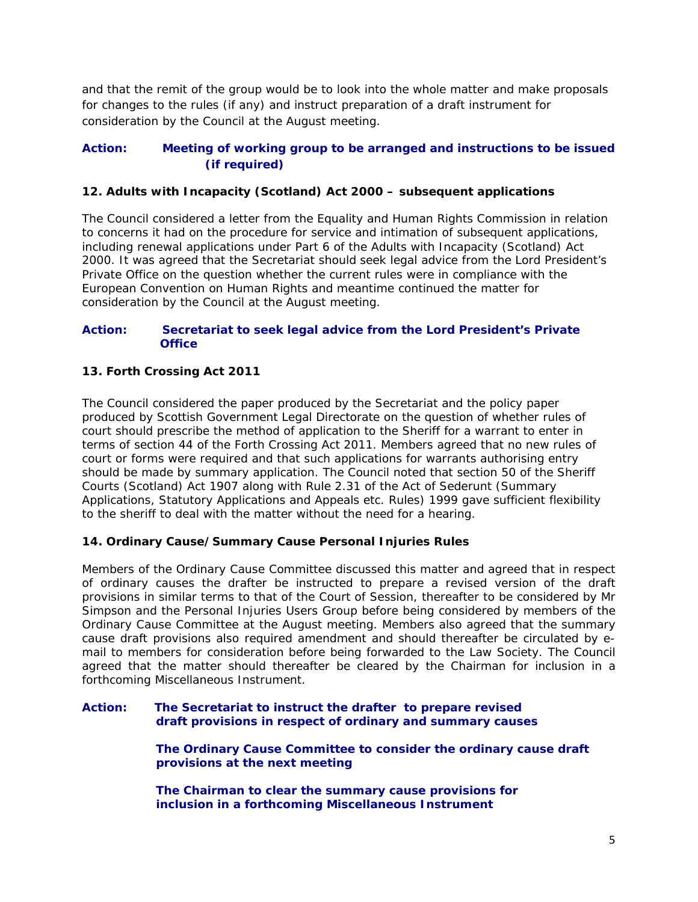and that the remit of the group would be to look into the whole matter and make proposals for changes to the rules (if any) and instruct preparation of a draft instrument for consideration by the Council at the August meeting.

**Action: Meeting of working group to be arranged and instructions to be issued (if required)**

**12. Adults with Incapacity (Scotland) Act 2000 – subsequent applications**

The Council considered a letter from the Equality and Human Rights Commission in relation to concerns it had on the procedure for service and intimation of subsequent applications, including renewal applications under Part 6 of the Adults with Incapacity (Scotland) Act 2000. It was agreed that the Secretariat should seek legal advice from the Lord President's Private Office on the question whether the current rules were in compliance with the European Convention on Human Rights and meantime continued the matter for consideration by the Council at the August meeting.

**Action: Secretariat to seek legal advice from the Lord President's Private Office**

**13. Forth Crossing Act 2011**

The Council considered the paper produced by the Secretariat and the policy paper produced by Scottish Government Legal Directorate on the question of whether rules of court should prescribe the method of application to the Sheriff for a warrant to enter in terms of section 44 of the Forth Crossing Act 2011. Members agreed that no new rules of court or forms were required and that such applications for warrants authorising entry should be made by summary application. The Council noted that section 50 of the Sheriff Courts (Scotland) Act 1907 along with Rule 2.31 of the Act of Sederunt (Summary Applications, Statutory Applications and Appeals etc. Rules) 1999 gave sufficient flexibility to the sheriff to deal with the matter without the need for a hearing.

**14. Ordinary Cause/Summary Cause Personal Injuries Rules**

Members of the Ordinary Cause Committee discussed this matter and agreed that in respect of ordinary causes the drafter be instructed to prepare a revised version of the draft provisions in similar terms to that of the Court of Session, thereafter to be considered by Mr Simpson and the Personal Injuries Users Group before being considered by members of the Ordinary Cause Committee at the August meeting. Members also agreed that the summary cause draft provisions also required amendment and should thereafter be circulated by e-mail to members for consideration before being forwarded to the Law Society. The Council agreed that the matter should thereafter be cleared by the Chairman for inclusion in a forthcoming Miscellaneous Instrument.

**Action: The Secretariat to instruct the drafter to prepare revised draft provisions in respect of ordinary and summary causes**

**The Ordinary Cause Committee to consider the ordinary cause draft provisions at the next meeting**

**The Chairman to clear the summary cause provisions for inclusion in a forthcoming Miscellaneous Instrument**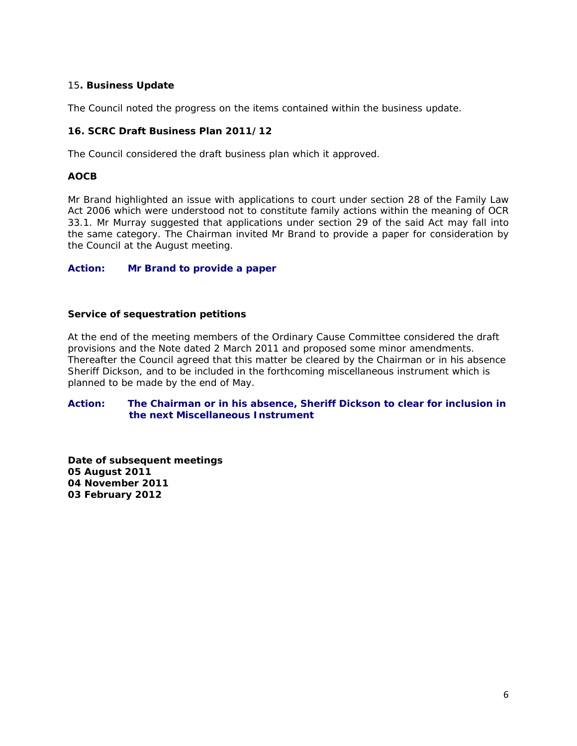### 15. Business Update

The Council noted the progress on the items contained within the business update.

### 16. SCRC Draft Business Plan 2011/12

The Council considered the draft business plan which it approved.

### AOCB

Mr Brand highlighted an issue with applications to court under section 28 of the Family Law Act 2006 which were understood not to constitute family actions within the meaning of OCR 33.1. Mr Murray suggested that applications under section 29 of the said Act may fall into the same category. The Chairman invited Mr Brand to provide a paper for consideration by the Council at the August meeting.

**Action: Mr Brand to provide a paper**

### Service of sequestration petitions

At the end of the meeting members of the Ordinary Cause Committee considered the draft provisions and the Note dated 2 March 2011 and proposed some minor amendments. Thereafter the Council agreed that this matter be cleared by the Chairman or in his absence Sheriff Dickson, and to be included in the forthcoming miscellaneous instrument which is planned to be made by the end of May.

**Action: The Chairman or in his absence, Sheriff Dickson to clear for inclusion in the next Miscellaneous Instrument**

**Date of subsequent meetings**
**05 August 2011**
**04 November 2011**
**03 February 2012**